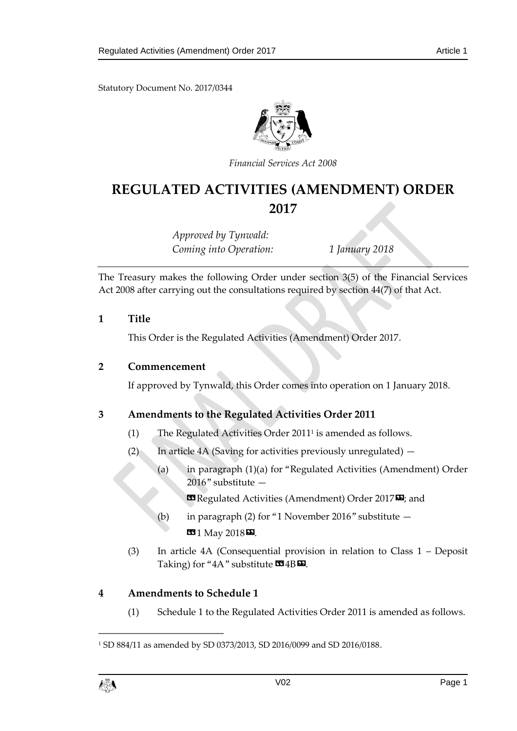Statutory Document No. 2017/0344

*Financial Services Act 2008*

# REGULATED ACTIVITIES (AMENDMENT) ORDER 2017

*Approved by Tynwald:*
*Coming into Operation:* *1 January 2018*

The Treasury makes the following Order under section 3(5) of the Financial Services Act 2008 after carrying out the consultations required by section 44(7) of that Act.

## 1 Title

This Order is the Regulated Activities (Amendment) Order 2017.

## 2 Commencement

If approved by Tynwald, this Order comes into operation on 1 January 2018.

## 3 Amendments to the Regulated Activities Order 2011

(1) The Regulated Activities Order 2011[1] is amended as follows.

(2) In article 4A (Saving for activities previously unregulated) —

(a) in paragraph (1)(a) for "Regulated Activities (Amendment) Order 2016" substitute —

«Regulated Activities (Amendment) Order 2017»; and

(b) in paragraph (2) for "1 November 2016" substitute —

«1 May 2018».

(3) In article 4A (Consequential provision in relation to Class 1 – Deposit Taking) for "4A" substitute «4B».

## 4 Amendments to Schedule 1

(1) Schedule 1 to the Regulated Activities Order 2011 is amended as follows.

---

[1] SD 884/11 as amended by SD 0373/2013, SD 2016/0099 and SD 2016/0188.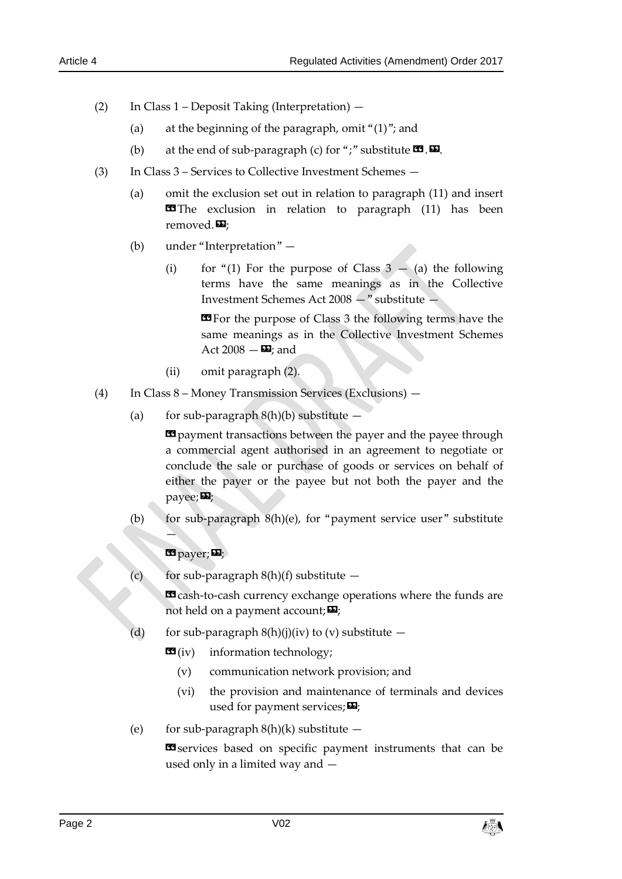(2) In Class 1 – Deposit Taking (Interpretation) —

(a) at the beginning of the paragraph, omit "(1)"; and

(b) at the end of sub-paragraph (c) for ";" substitute «.».

(3) In Class 3 – Services to Collective Investment Schemes —

(a) omit the exclusion set out in relation to paragraph (11) and insert «The exclusion in relation to paragraph (11) has been removed.»;

(b) under "Interpretation" —

(i) for "(1) For the purpose of Class 3 — (a) the following terms have the same meanings as in the Collective Investment Schemes Act 2008 —" substitute —

«For the purpose of Class 3 the following terms have the same meanings as in the Collective Investment Schemes Act 2008 —»; and

(ii) omit paragraph (2).

(4) In Class 8 – Money Transmission Services (Exclusions) —

(a) for sub-paragraph 8(h)(b) substitute —

«payment transactions between the payer and the payee through a commercial agent authorised in an agreement to negotiate or conclude the sale or purchase of goods or services on behalf of either the payer or the payee but not both the payer and the payee;»;

(b) for sub-paragraph 8(h)(e), for "payment service user" substitute —

«payer;»;

(c) for sub-paragraph 8(h)(f) substitute —

«cash-to-cash currency exchange operations where the funds are not held on a payment account;»;

(d) for sub-paragraph 8(h)(j)(iv) to (v) substitute —

«(iv) information technology;

(v) communication network provision; and

(vi) the provision and maintenance of terminals and devices used for payment services;»;

(e) for sub-paragraph 8(h)(k) substitute —

«services based on specific payment instruments that can be used only in a limited way and —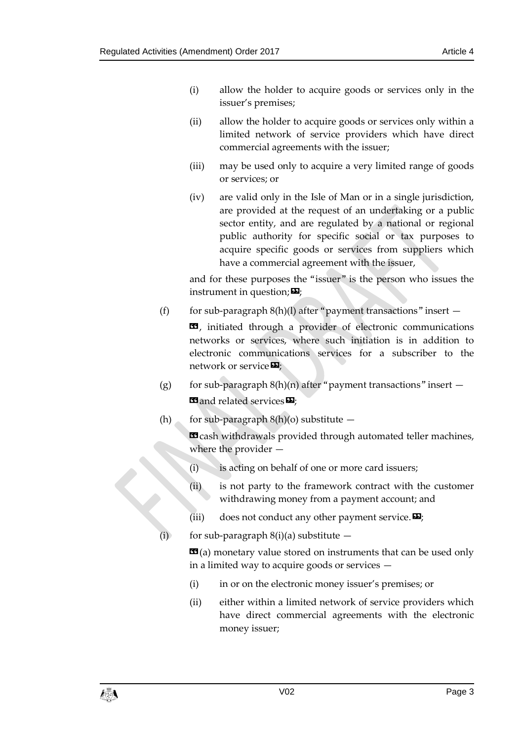(i) allow the holder to acquire goods or services only in the issuer's premises;

(ii) allow the holder to acquire goods or services only within a limited network of service providers which have direct commercial agreements with the issuer;

(iii) may be used only to acquire a very limited range of goods or services; or

(iv) are valid only in the Isle of Man or in a single jurisdiction, are provided at the request of an undertaking or a public sector entity, and are regulated by a national or regional public authority for specific social or tax purposes to acquire specific goods or services from suppliers which have a commercial agreement with the issuer,

and for these purposes the "issuer" is the person who issues the instrument in question;»;

(f) for sub-paragraph 8(h)(l) after "payment transactions" insert —

«, initiated through a provider of electronic communications networks or services, where such initiation is in addition to electronic communications services for a subscriber to the network or service»;

(g) for sub-paragraph 8(h)(n) after "payment transactions" insert —

«and related services»;

(h) for sub-paragraph 8(h)(o) substitute —

«cash withdrawals provided through automated teller machines, where the provider —

(i) is acting on behalf of one or more card issuers;

(ii) is not party to the framework contract with the customer withdrawing money from a payment account; and

(iii) does not conduct any other payment service.»;

(i) for sub-paragraph 8(i)(a) substitute —

«(a) monetary value stored on instruments that can be used only in a limited way to acquire goods or services —

(i) in or on the electronic money issuer's premises; or

(ii) either within a limited network of service providers which have direct commercial agreements with the electronic money issuer;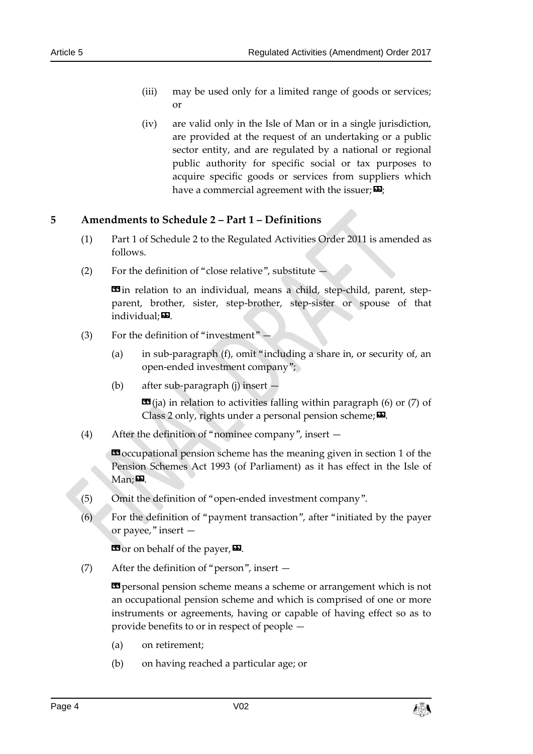(iii) may be used only for a limited range of goods or services; or

(iv) are valid only in the Isle of Man or in a single jurisdiction, are provided at the request of an undertaking or a public sector entity, and are regulated by a national or regional public authority for specific social or tax purposes to acquire specific goods or services from suppliers which have a commercial agreement with the issuer; »;

## 5 Amendments to Schedule 2 – Part 1 – Definitions

(1) Part 1 of Schedule 2 to the Regulated Activities Order 2011 is amended as follows.

(2) For the definition of "close relative", substitute —

«in relation to an individual, means a child, step-child, parent, step-parent, brother, sister, step-brother, step-sister or spouse of that individual; ».

(3) For the definition of "investment" —

(a) in sub-paragraph (f), omit "including a share in, or security of, an open-ended investment company";

(b) after sub-paragraph (j) insert —

«(ja) in relation to activities falling within paragraph (6) or (7) of Class 2 only, rights under a personal pension scheme; ».

(4) After the definition of "nominee company", insert —

«occupational pension scheme has the meaning given in section 1 of the Pension Schemes Act 1993 (of Parliament) as it has effect in the Isle of Man; ».

(5) Omit the definition of "open-ended investment company".

(6) For the definition of "payment transaction", after "initiated by the payer or payee," insert —

«or on behalf of the payer, ».

(7) After the definition of "person", insert —

«personal pension scheme means a scheme or arrangement which is not an occupational pension scheme and which is comprised of one or more instruments or agreements, having or capable of having effect so as to provide benefits to or in respect of people —

(a) on retirement;

(b) on having reached a particular age; or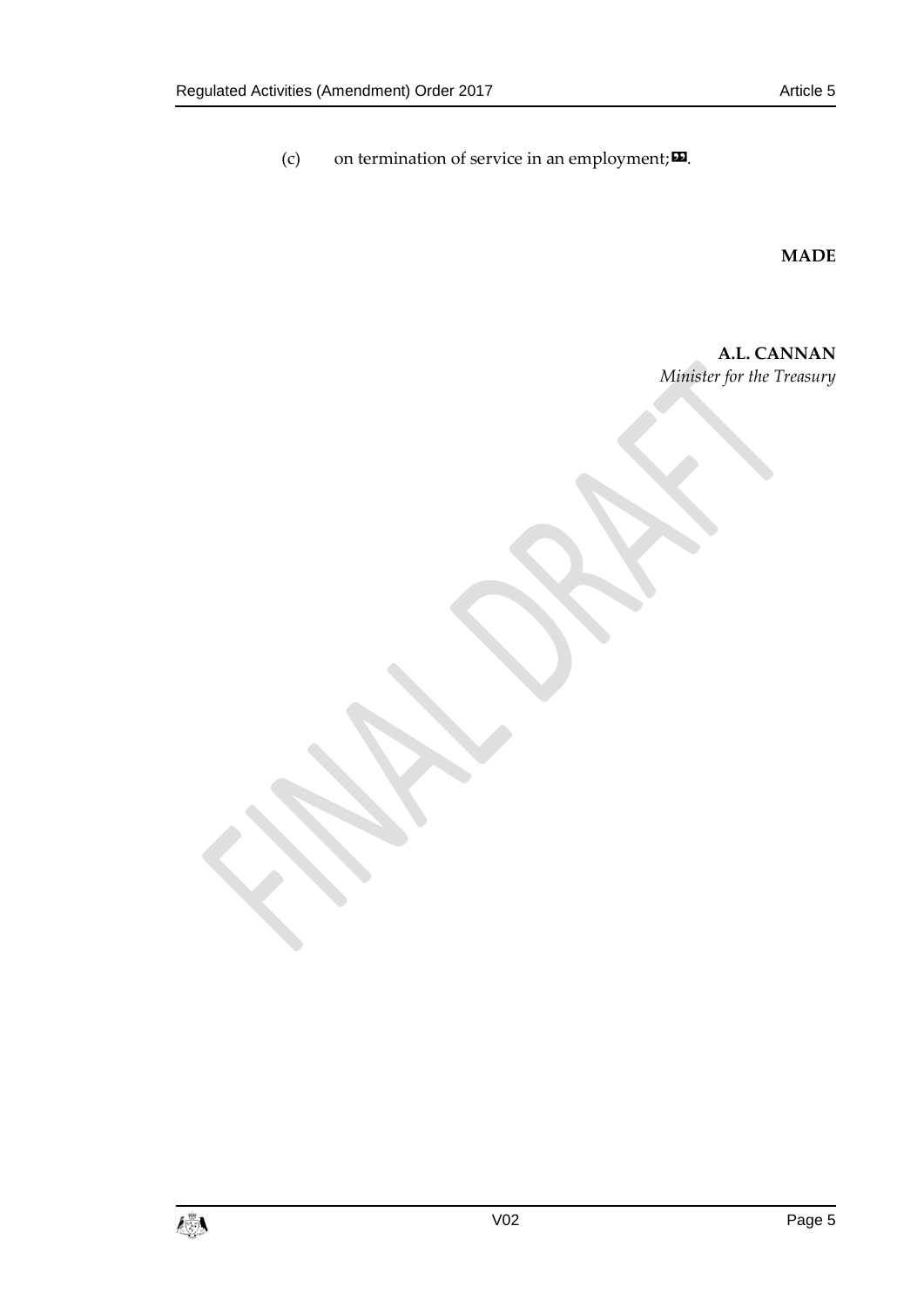(c) on termination of service in an employment;».

**MADE**

**A.L. CANNAN**
*Minister for the Treasury*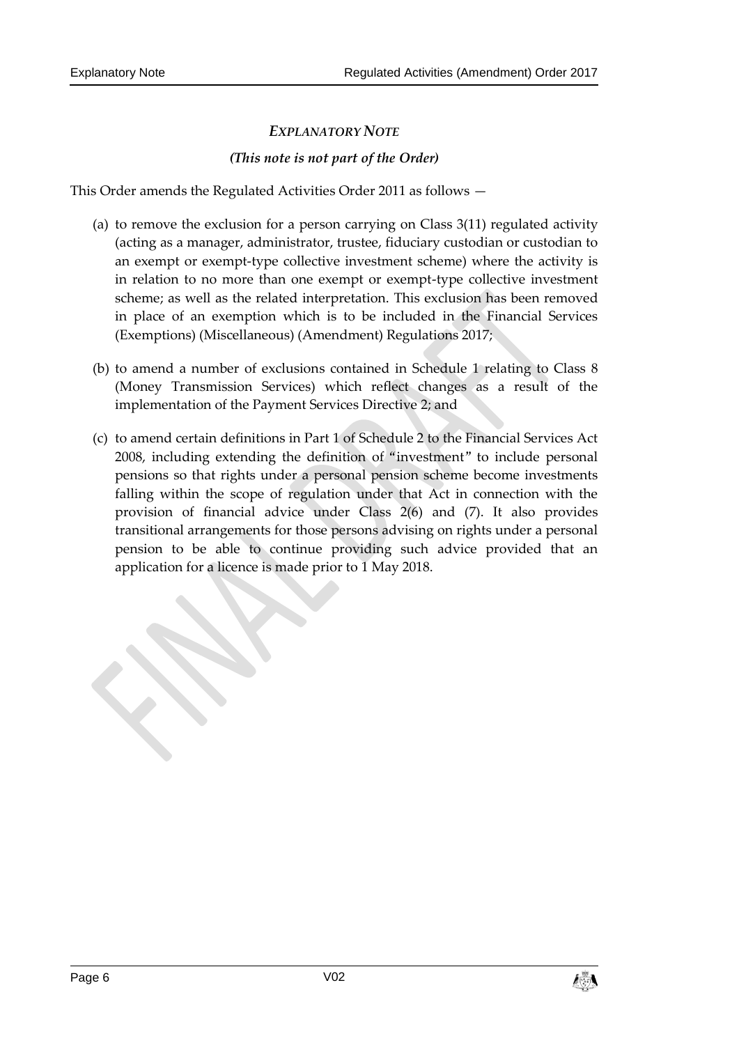## *EXPLANATORY NOTE*

***(This note is not part of the Order)***

This Order amends the Regulated Activities Order 2011 as follows —

(a) to remove the exclusion for a person carrying on Class 3(11) regulated activity (acting as a manager, administrator, trustee, fiduciary custodian or custodian to an exempt or exempt-type collective investment scheme) where the activity is in relation to no more than one exempt or exempt-type collective investment scheme; as well as the related interpretation. This exclusion has been removed in place of an exemption which is to be included in the Financial Services (Exemptions) (Miscellaneous) (Amendment) Regulations 2017;

(b) to amend a number of exclusions contained in Schedule 1 relating to Class 8 (Money Transmission Services) which reflect changes as a result of the implementation of the Payment Services Directive 2; and

(c) to amend certain definitions in Part 1 of Schedule 2 to the Financial Services Act 2008, including extending the definition of "investment" to include personal pensions so that rights under a personal pension scheme become investments falling within the scope of regulation under that Act in connection with the provision of financial advice under Class 2(6) and (7). It also provides transitional arrangements for those persons advising on rights under a personal pension to be able to continue providing such advice provided that an application for a licence is made prior to 1 May 2018.